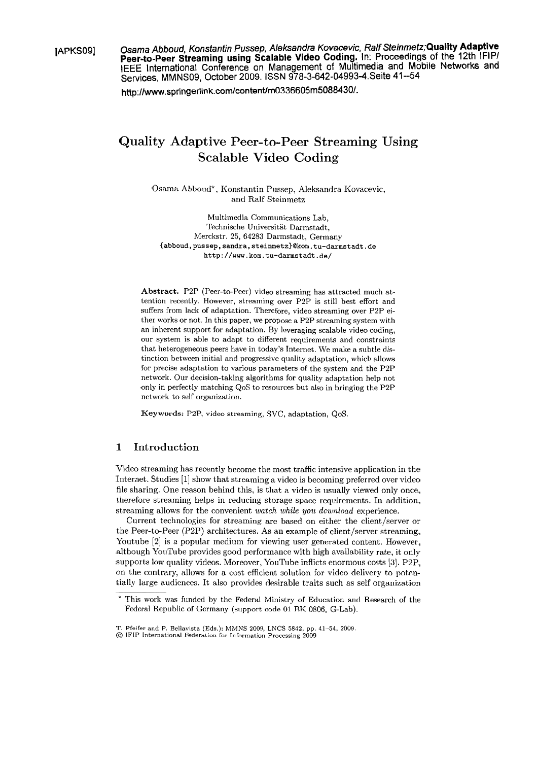[APKS09] *Osama Abboud, Konstantin Pussep, Aleksandra Kovacevic, Ralf Steinmetz;* **Quality Adaptive Peer-to-Peer Streaming using Scalable Video Coding.** In: Proceedings of the 12th IFIP/ IEEE International Conference on Management of Multimedia and Mobile Networks and Services, MMNS09, October 2009. ISSN 978-3-642-04993-4.Seite 41--54

http://www.springerlink.com/content/m0336606m5088430/.

# Quality Adaptive Peer-to-Peer Streaming Using Scalable Video Coding

Osama Abboud*, Konstantin Pussep, Aleksandra Kovacevic, and Ralf Steinmetz

Multimedia Communications Lab,
Technische Universität Darmstadt,
Merckstr. 25, 64283 Darmstadt, Germany
{abboud,pussep,sandra,steinmetz}@kom.tu-darmstadt.de
http://www.kom.tu-darmstadt.de/

**Abstract.** P2P (Peer-to-Peer) video streaming has attracted much attention recently. However, streaming over P2P is still best effort and suffers from lack of adaptation. Therefore, video streaming over P2P either works or not. In this paper, we propose a P2P streaming system with an inherent support for adaptation. By leveraging scalable video coding, our system is able to adapt to different requirements and constraints that heterogeneous peers have in today's Internet. We make a subtle distinction between initial and progressive quality adaptation, which allows for precise adaptation to various parameters of the system and the P2P network. Our decision-taking algorithms for quality adaptation help not only in perfectly matching QoS to resources but also in bringing the P2P network to self organization.

**Keywords:** P2P, video streaming, SVC, adaptation, QoS.

## 1 Introduction

Video streaming has recently become the most traffic intensive application in the Internet. Studies [1] show that streaming a video is becoming preferred over video file sharing. One reason behind this, is that a video is usually viewed only once, therefore streaming helps in reducing storage space requirements. In addition, streaming allows for the convenient *watch while you download* experience.

Current technologies for streaming are based on either the client/server or the Peer-to-Peer (P2P) architectures. As an example of client/server streaming, Youtube [2] is a popular medium for viewing user generated content. However, although YouTube provides good performance with high availability rate, it only supports low quality videos. Moreover, YouTube inflicts enormous costs [3]. P2P, on the contrary, allows for a cost efficient solution for video delivery to potentially large audiences. It also provides desirable traits such as self organization

* This work was funded by the Federal Ministry of Education and Research of the Federal Republic of Germany (support code 01 BK 0806, G-Lab).

T. Pfeifer and P. Bellavista (Eds.): MMNS 2009, LNCS 5842, pp. 41–54, 2009.
© IFIP International Federation for Information Processing 2009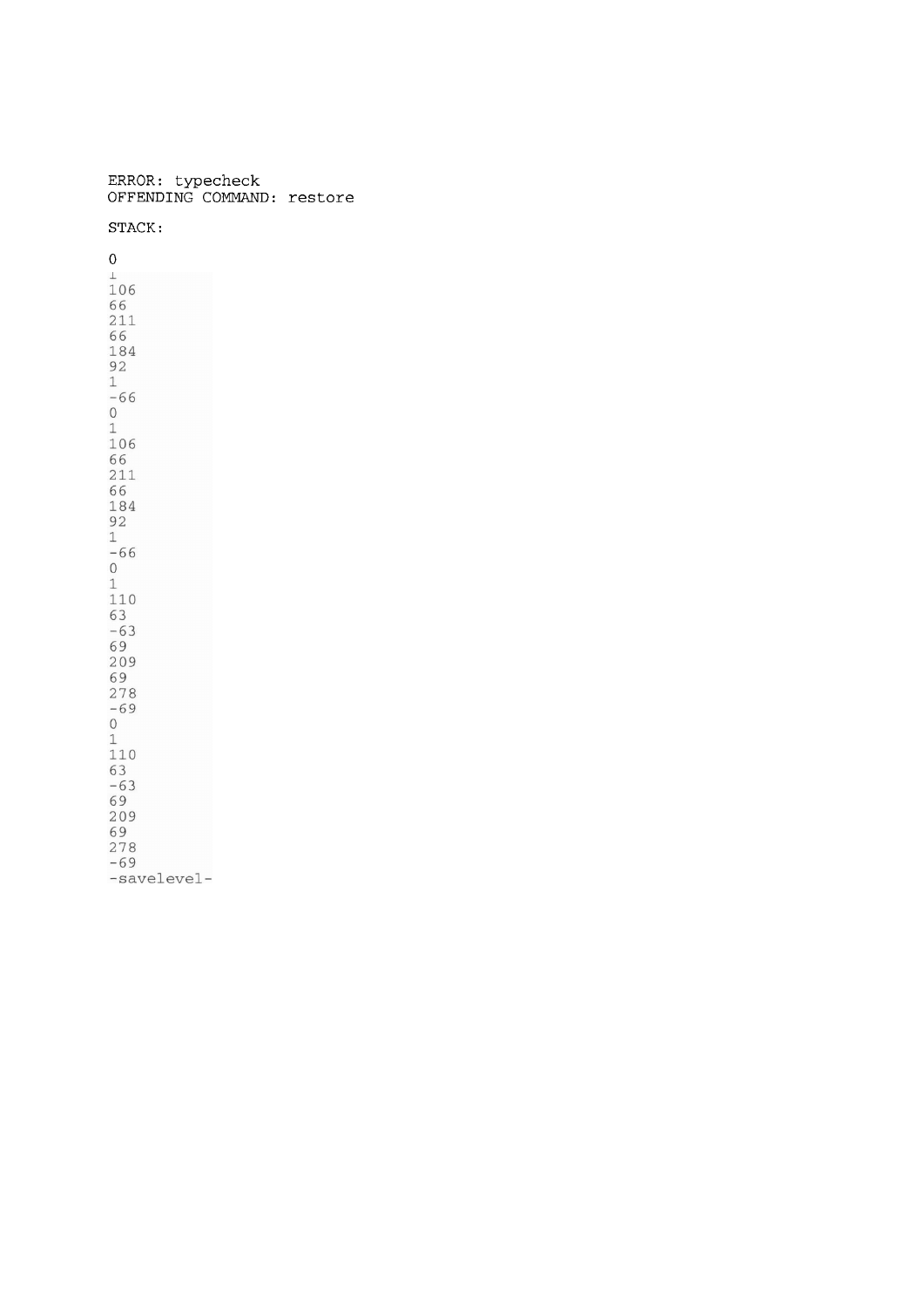ERROR: typecheck
OFFENDING COMMAND: restore

STACK:

```
0
1
106
66
211
66
184
92
1
-66
0
1
106
66
211
66
184
92
1
-66
0
1
110
63
-63
69
209
69
278
-69
0
1
110
63
-63
69
209
69
278
-69
-savelevel-
```